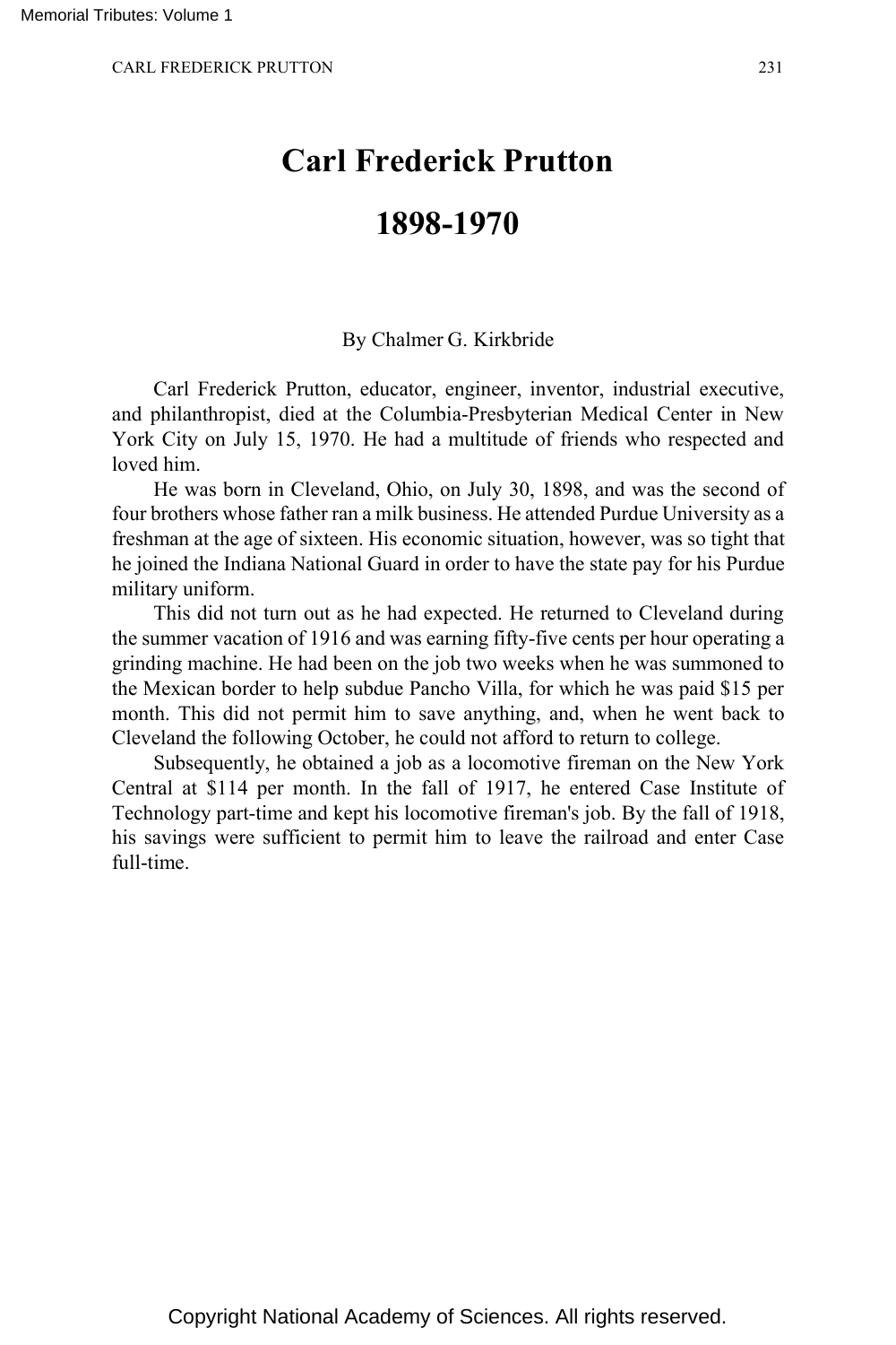# Carl Frederick Prutton

# 1898-1970

By Chalmer G. Kirkbride

Carl Frederick Prutton, educator, engineer, inventor, industrial executive, and philanthropist, died at the Columbia-Presbyterian Medical Center in New York City on July 15, 1970. He had a multitude of friends who respected and loved him.

He was born in Cleveland, Ohio, on July 30, 1898, and was the second of four brothers whose father ran a milk business. He attended Purdue University as a freshman at the age of sixteen. His economic situation, however, was so tight that he joined the Indiana National Guard in order to have the state pay for his Purdue military uniform.

This did not turn out as he had expected. He returned to Cleveland during the summer vacation of 1916 and was earning fifty-five cents per hour operating a grinding machine. He had been on the job two weeks when he was summoned to the Mexican border to help subdue Pancho Villa, for which he was paid $15 per month. This did not permit him to save anything, and, when he went back to Cleveland the following October, he could not afford to return to college.

Subsequently, he obtained a job as a locomotive fireman on the New York Central at $114 per month. In the fall of 1917, he entered Case Institute of Technology part-time and kept his locomotive fireman's job. By the fall of 1918, his savings were sufficient to permit him to leave the railroad and enter Case full-time.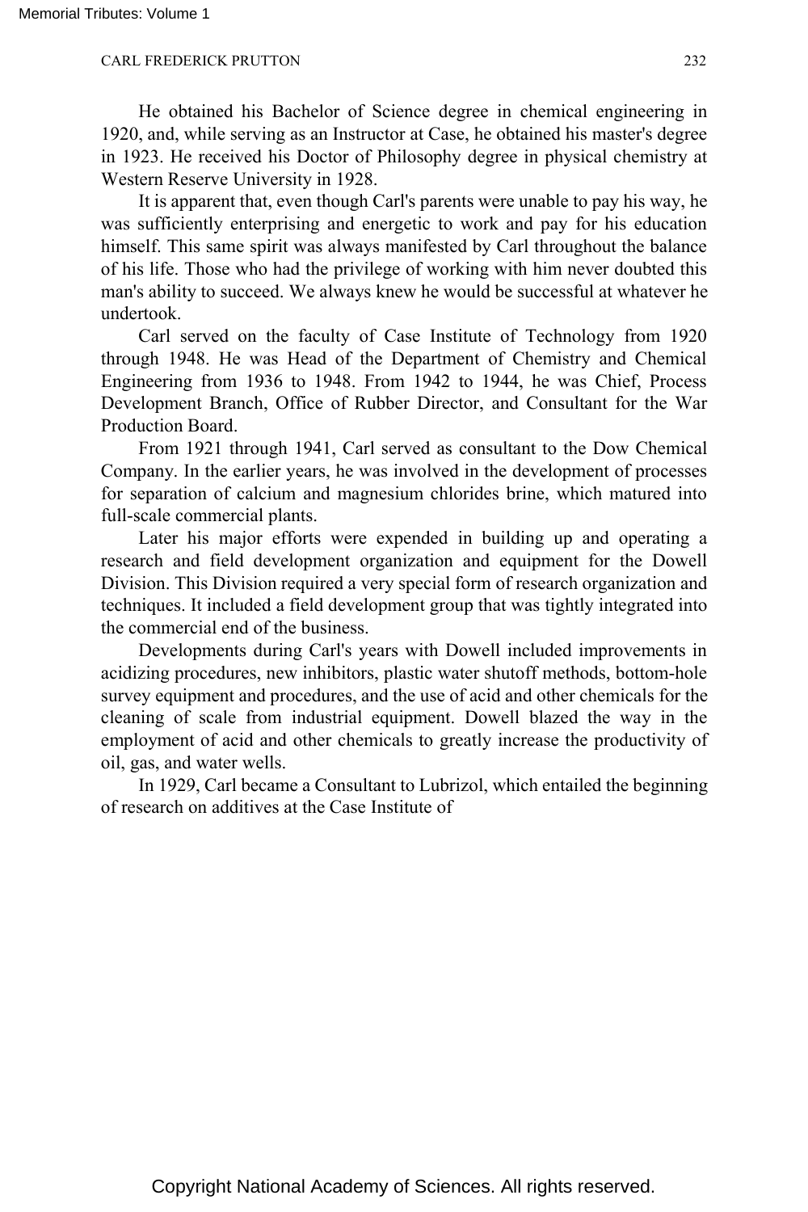He obtained his Bachelor of Science degree in chemical engineering in 1920, and, while serving as an Instructor at Case, he obtained his master's degree in 1923. He received his Doctor of Philosophy degree in physical chemistry at Western Reserve University in 1928.

It is apparent that, even though Carl's parents were unable to pay his way, he was sufficiently enterprising and energetic to work and pay for his education himself. This same spirit was always manifested by Carl throughout the balance of his life. Those who had the privilege of working with him never doubted this man's ability to succeed. We always knew he would be successful at whatever he undertook.

Carl served on the faculty of Case Institute of Technology from 1920 through 1948. He was Head of the Department of Chemistry and Chemical Engineering from 1936 to 1948. From 1942 to 1944, he was Chief, Process Development Branch, Office of Rubber Director, and Consultant for the War Production Board.

From 1921 through 1941, Carl served as consultant to the Dow Chemical Company. In the earlier years, he was involved in the development of processes for separation of calcium and magnesium chlorides brine, which matured into full-scale commercial plants.

Later his major efforts were expended in building up and operating a research and field development organization and equipment for the Dowell Division. This Division required a very special form of research organization and techniques. It included a field development group that was tightly integrated into the commercial end of the business.

Developments during Carl's years with Dowell included improvements in acidizing procedures, new inhibitors, plastic water shutoff methods, bottom-hole survey equipment and procedures, and the use of acid and other chemicals for the cleaning of scale from industrial equipment. Dowell blazed the way in the employment of acid and other chemicals to greatly increase the productivity of oil, gas, and water wells.

In 1929, Carl became a Consultant to Lubrizol, which entailed the beginning of research on additives at the Case Institute of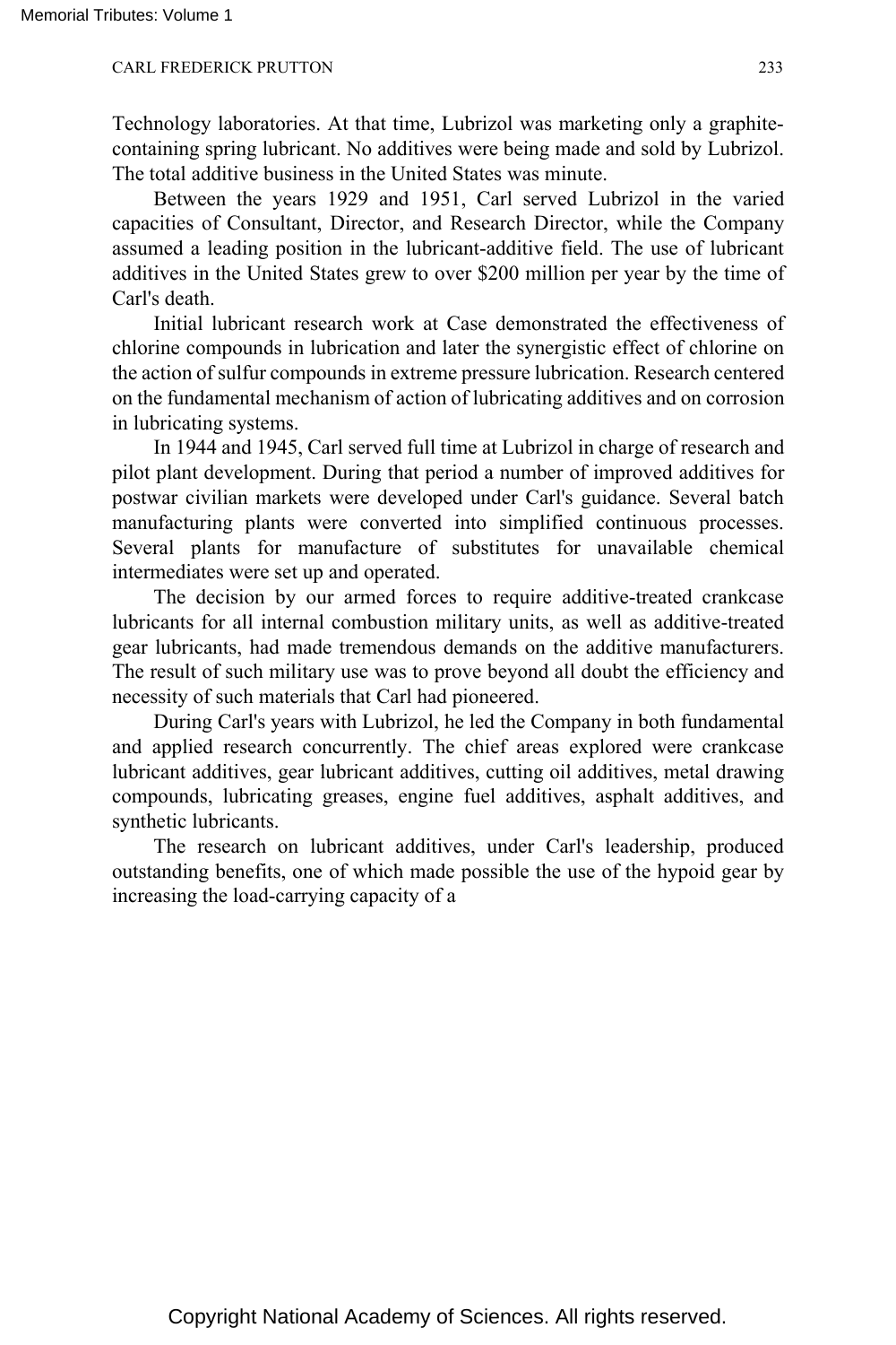Technology laboratories. At that time, Lubrizol was marketing only a graphite-containing spring lubricant. No additives were being made and sold by Lubrizol. The total additive business in the United States was minute.

Between the years 1929 and 1951, Carl served Lubrizol in the varied capacities of Consultant, Director, and Research Director, while the Company assumed a leading position in the lubricant-additive field. The use of lubricant additives in the United States grew to over $200 million per year by the time of Carl's death.

Initial lubricant research work at Case demonstrated the effectiveness of chlorine compounds in lubrication and later the synergistic effect of chlorine on the action of sulfur compounds in extreme pressure lubrication. Research centered on the fundamental mechanism of action of lubricating additives and on corrosion in lubricating systems.

In 1944 and 1945, Carl served full time at Lubrizol in charge of research and pilot plant development. During that period a number of improved additives for postwar civilian markets were developed under Carl's guidance. Several batch manufacturing plants were converted into simplified continuous processes. Several plants for manufacture of substitutes for unavailable chemical intermediates were set up and operated.

The decision by our armed forces to require additive-treated crankcase lubricants for all internal combustion military units, as well as additive-treated gear lubricants, had made tremendous demands on the additive manufacturers. The result of such military use was to prove beyond all doubt the efficiency and necessity of such materials that Carl had pioneered.

During Carl's years with Lubrizol, he led the Company in both fundamental and applied research concurrently. The chief areas explored were crankcase lubricant additives, gear lubricant additives, cutting oil additives, metal drawing compounds, lubricating greases, engine fuel additives, asphalt additives, and synthetic lubricants.

The research on lubricant additives, under Carl's leadership, produced outstanding benefits, one of which made possible the use of the hypoid gear by increasing the load-carrying capacity of a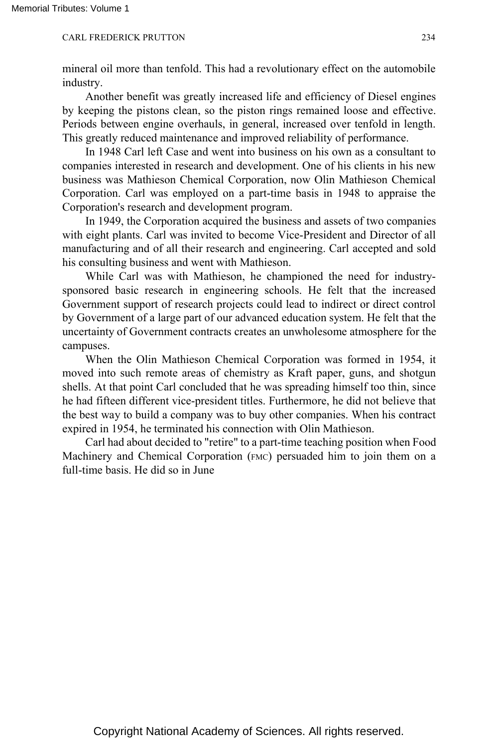mineral oil more than tenfold. This had a revolutionary effect on the automobile industry.

Another benefit was greatly increased life and efficiency of Diesel engines by keeping the pistons clean, so the piston rings remained loose and effective. Periods between engine overhauls, in general, increased over tenfold in length. This greatly reduced maintenance and improved reliability of performance.

In 1948 Carl left Case and went into business on his own as a consultant to companies interested in research and development. One of his clients in his new business was Mathieson Chemical Corporation, now Olin Mathieson Chemical Corporation. Carl was employed on a part-time basis in 1948 to appraise the Corporation's research and development program.

In 1949, the Corporation acquired the business and assets of two companies with eight plants. Carl was invited to become Vice-President and Director of all manufacturing and of all their research and engineering. Carl accepted and sold his consulting business and went with Mathieson.

While Carl was with Mathieson, he championed the need for industry-sponsored basic research in engineering schools. He felt that the increased Government support of research projects could lead to indirect or direct control by Government of a large part of our advanced education system. He felt that the uncertainty of Government contracts creates an unwholesome atmosphere for the campuses.

When the Olin Mathieson Chemical Corporation was formed in 1954, it moved into such remote areas of chemistry as Kraft paper, guns, and shotgun shells. At that point Carl concluded that he was spreading himself too thin, since he had fifteen different vice-president titles. Furthermore, he did not believe that the best way to build a company was to buy other companies. When his contract expired in 1954, he terminated his connection with Olin Mathieson.

Carl had about decided to "retire" to a part-time teaching position when Food Machinery and Chemical Corporation (FMC) persuaded him to join them on a full-time basis. He did so in June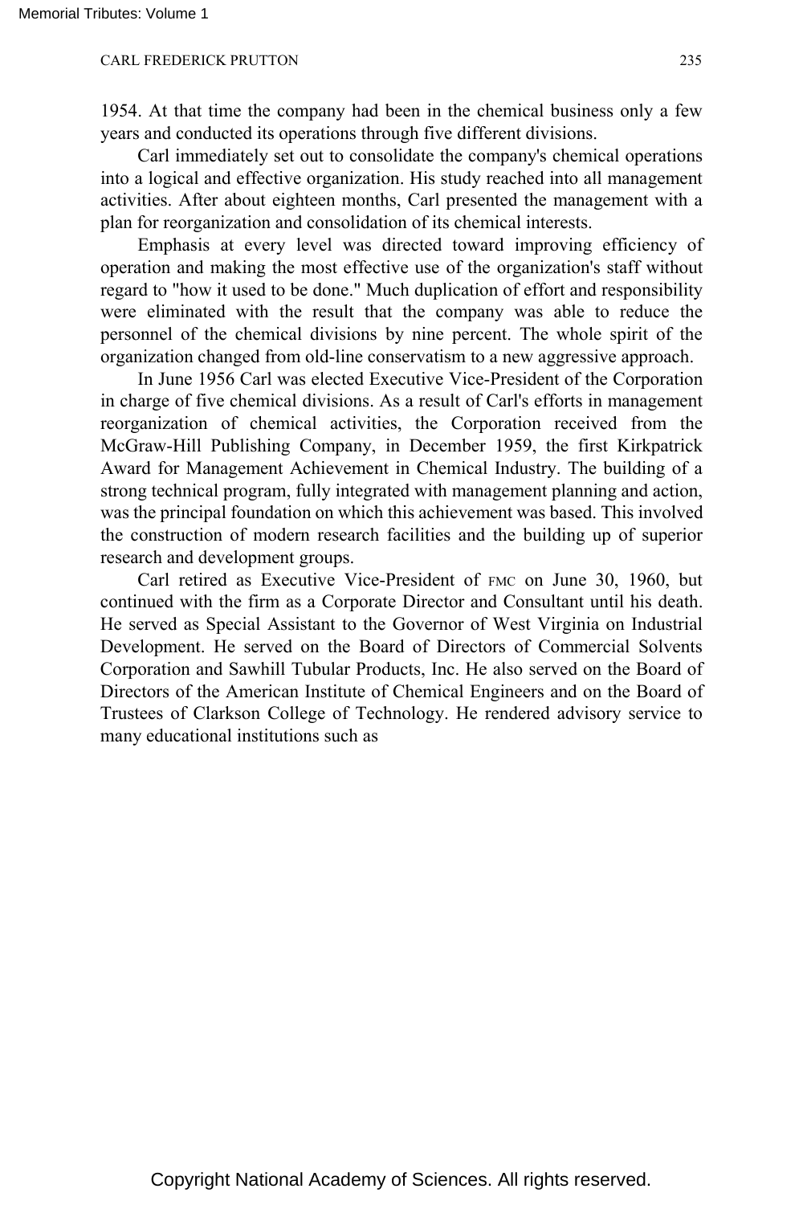1954. At that time the company had been in the chemical business only a few years and conducted its operations through five different divisions.

Carl immediately set out to consolidate the company's chemical operations into a logical and effective organization. His study reached into all management activities. After about eighteen months, Carl presented the management with a plan for reorganization and consolidation of its chemical interests.

Emphasis at every level was directed toward improving efficiency of operation and making the most effective use of the organization's staff without regard to "how it used to be done." Much duplication of effort and responsibility were eliminated with the result that the company was able to reduce the personnel of the chemical divisions by nine percent. The whole spirit of the organization changed from old-line conservatism to a new aggressive approach.

In June 1956 Carl was elected Executive Vice-President of the Corporation in charge of five chemical divisions. As a result of Carl's efforts in management reorganization of chemical activities, the Corporation received from the McGraw-Hill Publishing Company, in December 1959, the first Kirkpatrick Award for Management Achievement in Chemical Industry. The building of a strong technical program, fully integrated with management planning and action, was the principal foundation on which this achievement was based. This involved the construction of modern research facilities and the building up of superior research and development groups.

Carl retired as Executive Vice-President of FMC on June 30, 1960, but continued with the firm as a Corporate Director and Consultant until his death. He served as Special Assistant to the Governor of West Virginia on Industrial Development. He served on the Board of Directors of Commercial Solvents Corporation and Sawhill Tubular Products, Inc. He also served on the Board of Directors of the American Institute of Chemical Engineers and on the Board of Trustees of Clarkson College of Technology. He rendered advisory service to many educational institutions such as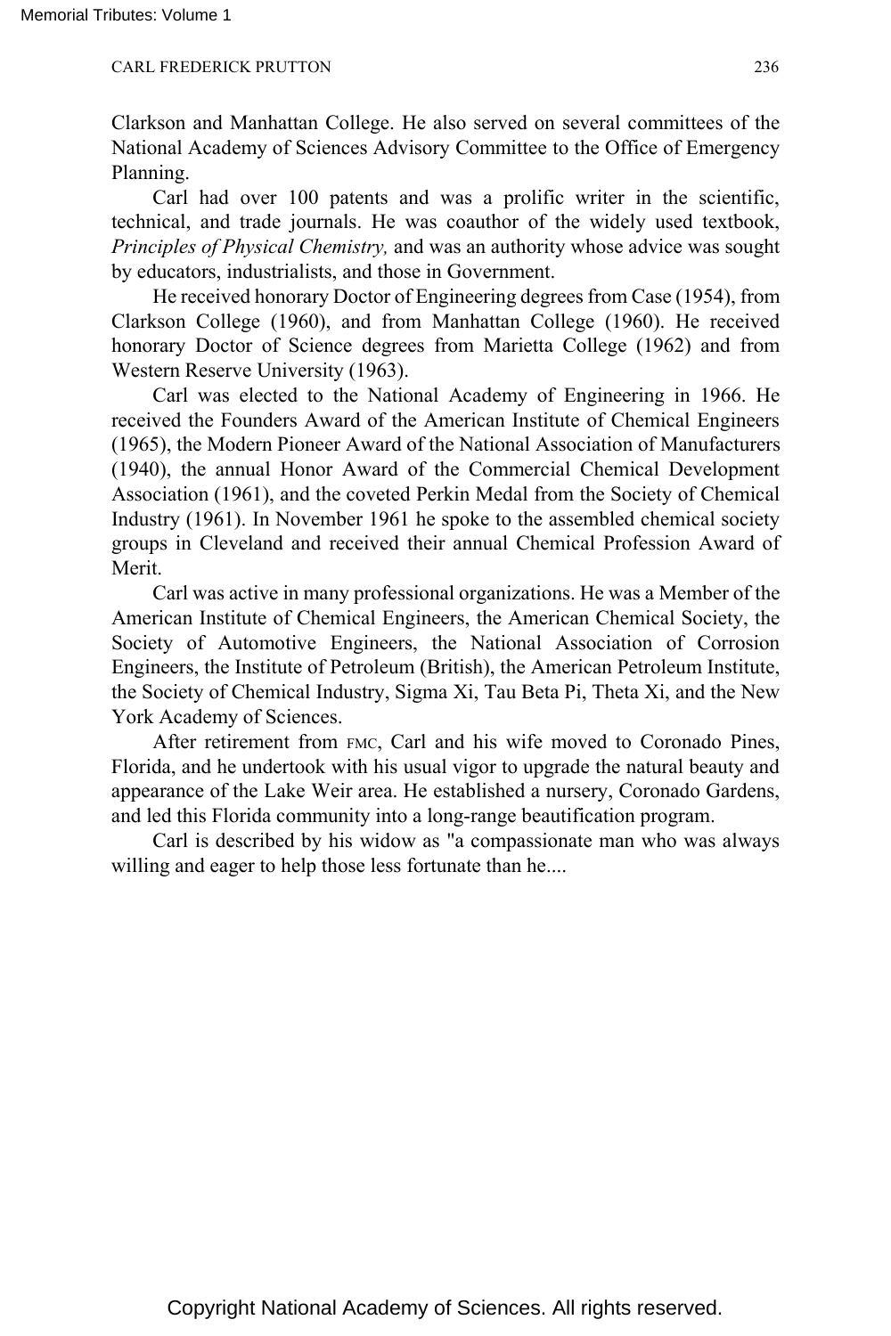Clarkson and Manhattan College. He also served on several committees of the National Academy of Sciences Advisory Committee to the Office of Emergency Planning.

Carl had over 100 patents and was a prolific writer in the scientific, technical, and trade journals. He was coauthor of the widely used textbook, *Principles of Physical Chemistry,* and was an authority whose advice was sought by educators, industrialists, and those in Government.

He received honorary Doctor of Engineering degrees from Case (1954), from Clarkson College (1960), and from Manhattan College (1960). He received honorary Doctor of Science degrees from Marietta College (1962) and from Western Reserve University (1963).

Carl was elected to the National Academy of Engineering in 1966. He received the Founders Award of the American Institute of Chemical Engineers (1965), the Modern Pioneer Award of the National Association of Manufacturers (1940), the annual Honor Award of the Commercial Chemical Development Association (1961), and the coveted Perkin Medal from the Society of Chemical Industry (1961). In November 1961 he spoke to the assembled chemical society groups in Cleveland and received their annual Chemical Profession Award of Merit.

Carl was active in many professional organizations. He was a Member of the American Institute of Chemical Engineers, the American Chemical Society, the Society of Automotive Engineers, the National Association of Corrosion Engineers, the Institute of Petroleum (British), the American Petroleum Institute, the Society of Chemical Industry, Sigma Xi, Tau Beta Pi, Theta Xi, and the New York Academy of Sciences.

After retirement from FMC, Carl and his wife moved to Coronado Pines, Florida, and he undertook with his usual vigor to upgrade the natural beauty and appearance of the Lake Weir area. He established a nursery, Coronado Gardens, and led this Florida community into a long-range beautification program.

Carl is described by his widow as "a compassionate man who was always willing and eager to help those less fortunate than he....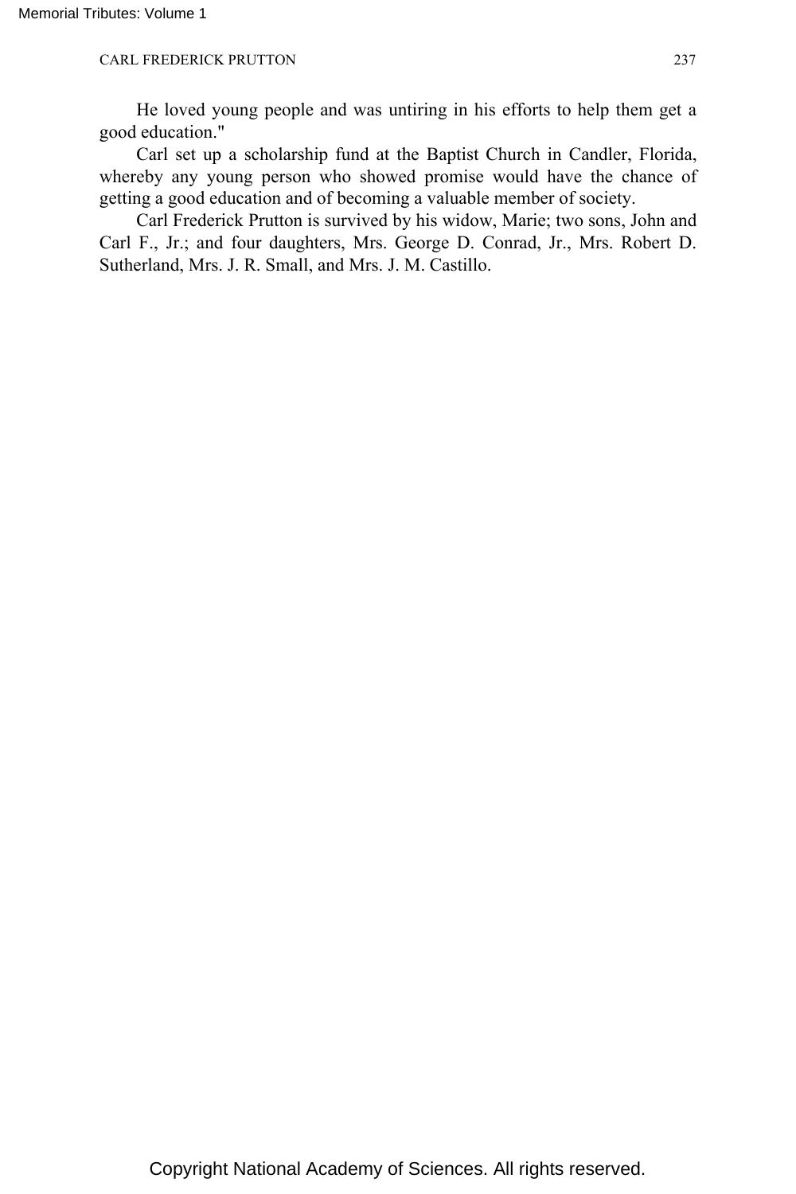He loved young people and was untiring in his efforts to help them get a good education."

Carl set up a scholarship fund at the Baptist Church in Candler, Florida, whereby any young person who showed promise would have the chance of getting a good education and of becoming a valuable member of society.

Carl Frederick Prutton is survived by his widow, Marie; two sons, John and Carl F., Jr.; and four daughters, Mrs. George D. Conrad, Jr., Mrs. Robert D. Sutherland, Mrs. J. R. Small, and Mrs. J. M. Castillo.